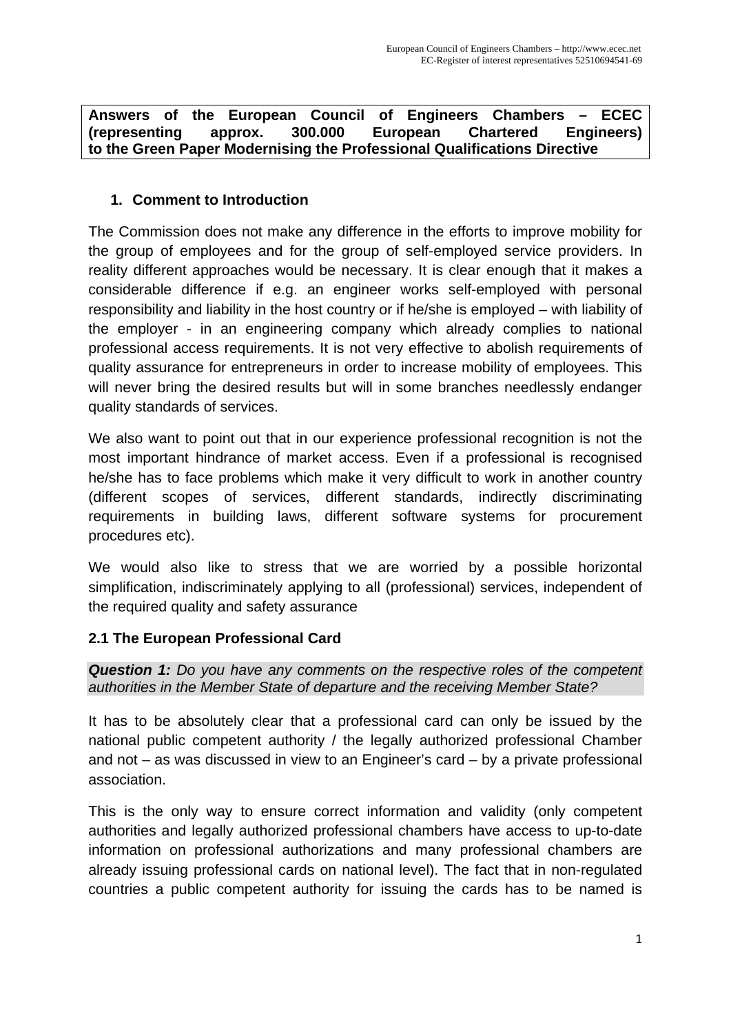**Answers of the European Council of Engineers Chambers – ECEC (representing approx. 300.000 European Chartered Engineers) to the Green Paper Modernising the Professional Qualifications Directive**

## 1. Comment to Introduction

The Commission does not make any difference in the efforts to improve mobility for the group of employees and for the group of self-employed service providers. In reality different approaches would be necessary. It is clear enough that it makes a considerable difference if e.g. an engineer works self-employed with personal responsibility and liability in the host country or if he/she is employed – with liability of the employer - in an engineering company which already complies to national professional access requirements. It is not very effective to abolish requirements of quality assurance for entrepreneurs in order to increase mobility of employees. This will never bring the desired results but will in some branches needlessly endanger quality standards of services.

We also want to point out that in our experience professional recognition is not the most important hindrance of market access. Even if a professional is recognised he/she has to face problems which make it very difficult to work in another country (different scopes of services, different standards, indirectly discriminating requirements in building laws, different software systems for procurement procedures etc).

We would also like to stress that we are worried by a possible horizontal simplification, indiscriminately applying to all (professional) services, independent of the required quality and safety assurance

## 2.1 The European Professional Card

***Question 1:*** *Do you have any comments on the respective roles of the competent authorities in the Member State of departure and the receiving Member State?*

It has to be absolutely clear that a professional card can only be issued by the national public competent authority / the legally authorized professional Chamber and not – as was discussed in view to an Engineer's card – by a private professional association.

This is the only way to ensure correct information and validity (only competent authorities and legally authorized professional chambers have access to up-to-date information on professional authorizations and many professional chambers are already issuing professional cards on national level). The fact that in non-regulated countries a public competent authority for issuing the cards has to be named is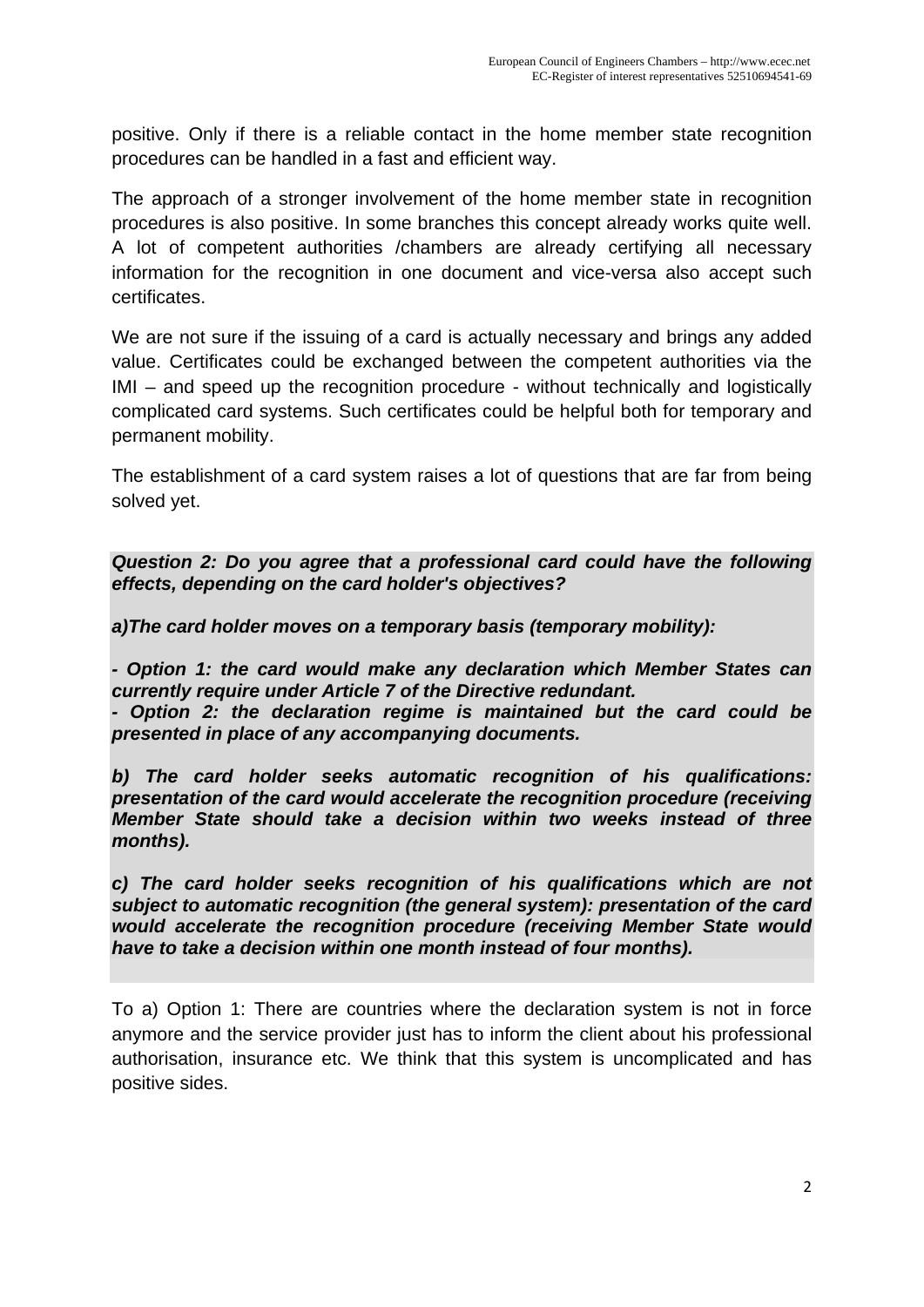positive. Only if there is a reliable contact in the home member state recognition procedures can be handled in a fast and efficient way.

The approach of a stronger involvement of the home member state in recognition procedures is also positive. In some branches this concept already works quite well. A lot of competent authorities /chambers are already certifying all necessary information for the recognition in one document and vice-versa also accept such certificates.

We are not sure if the issuing of a card is actually necessary and brings any added value. Certificates could be exchanged between the competent authorities via the IMI – and speed up the recognition procedure - without technically and logistically complicated card systems. Such certificates could be helpful both for temporary and permanent mobility.

The establishment of a card system raises a lot of questions that are far from being solved yet.

***Question 2: Do you agree that a professional card could have the following effects, depending on the card holder's objectives?***

***a)The card holder moves on a temporary basis (temporary mobility):***

***- Option 1: the card would make any declaration which Member States can currently require under Article 7 of the Directive redundant.***
***- Option 2: the declaration regime is maintained but the card could be presented in place of any accompanying documents.***

***b) The card holder seeks automatic recognition of his qualifications: presentation of the card would accelerate the recognition procedure (receiving Member State should take a decision within two weeks instead of three months).***

***c) The card holder seeks recognition of his qualifications which are not subject to automatic recognition (the general system): presentation of the card would accelerate the recognition procedure (receiving Member State would have to take a decision within one month instead of four months).***

To a) Option 1: There are countries where the declaration system is not in force anymore and the service provider just has to inform the client about his professional authorisation, insurance etc. We think that this system is uncomplicated and has positive sides.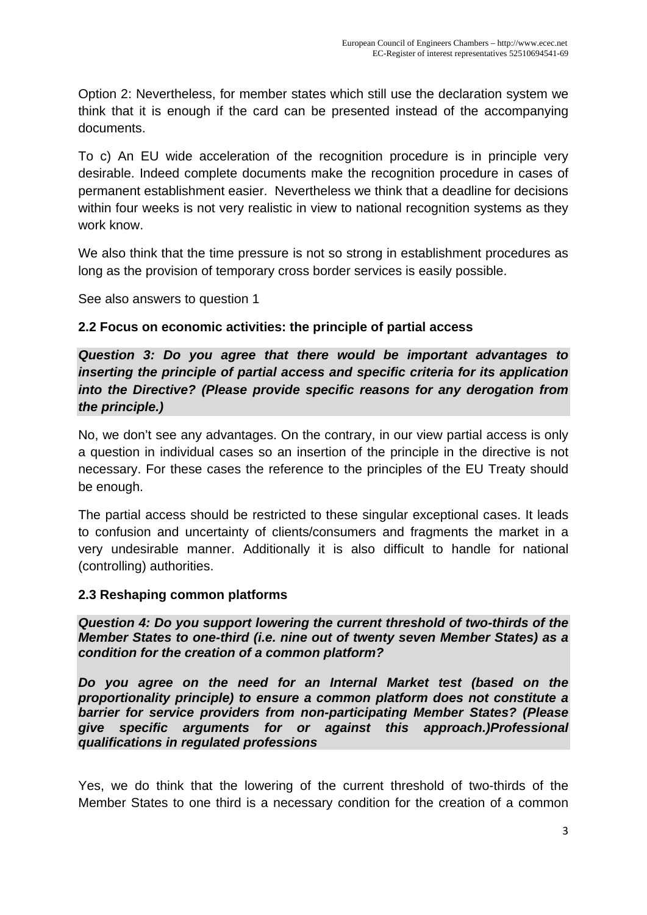Option 2: Nevertheless, for member states which still use the declaration system we think that it is enough if the card can be presented instead of the accompanying documents.

To c) An EU wide acceleration of the recognition procedure is in principle very desirable. Indeed complete documents make the recognition procedure in cases of permanent establishment easier. Nevertheless we think that a deadline for decisions within four weeks is not very realistic in view to national recognition systems as they work know.

We also think that the time pressure is not so strong in establishment procedures as long as the provision of temporary cross border services is easily possible.

See also answers to question 1

### 2.2 Focus on economic activities: the principle of partial access

***Question 3: Do you agree that there would be important advantages to inserting the principle of partial access and specific criteria for its application into the Directive? (Please provide specific reasons for any derogation from the principle.)***

No, we don't see any advantages. On the contrary, in our view partial access is only a question in individual cases so an insertion of the principle in the directive is not necessary. For these cases the reference to the principles of the EU Treaty should be enough.

The partial access should be restricted to these singular exceptional cases. It leads to confusion and uncertainty of clients/consumers and fragments the market in a very undesirable manner. Additionally it is also difficult to handle for national (controlling) authorities.

### 2.3 Reshaping common platforms

***Question 4: Do you support lowering the current threshold of two-thirds of the Member States to one-third (i.e. nine out of twenty seven Member States) as a condition for the creation of a common platform?***

***Do you agree on the need for an Internal Market test (based on the proportionality principle) to ensure a common platform does not constitute a barrier for service providers from non-participating Member States? (Please give specific arguments for or against this approach.)Professional qualifications in regulated professions***

Yes, we do think that the lowering of the current threshold of two-thirds of the Member States to one third is a necessary condition for the creation of a common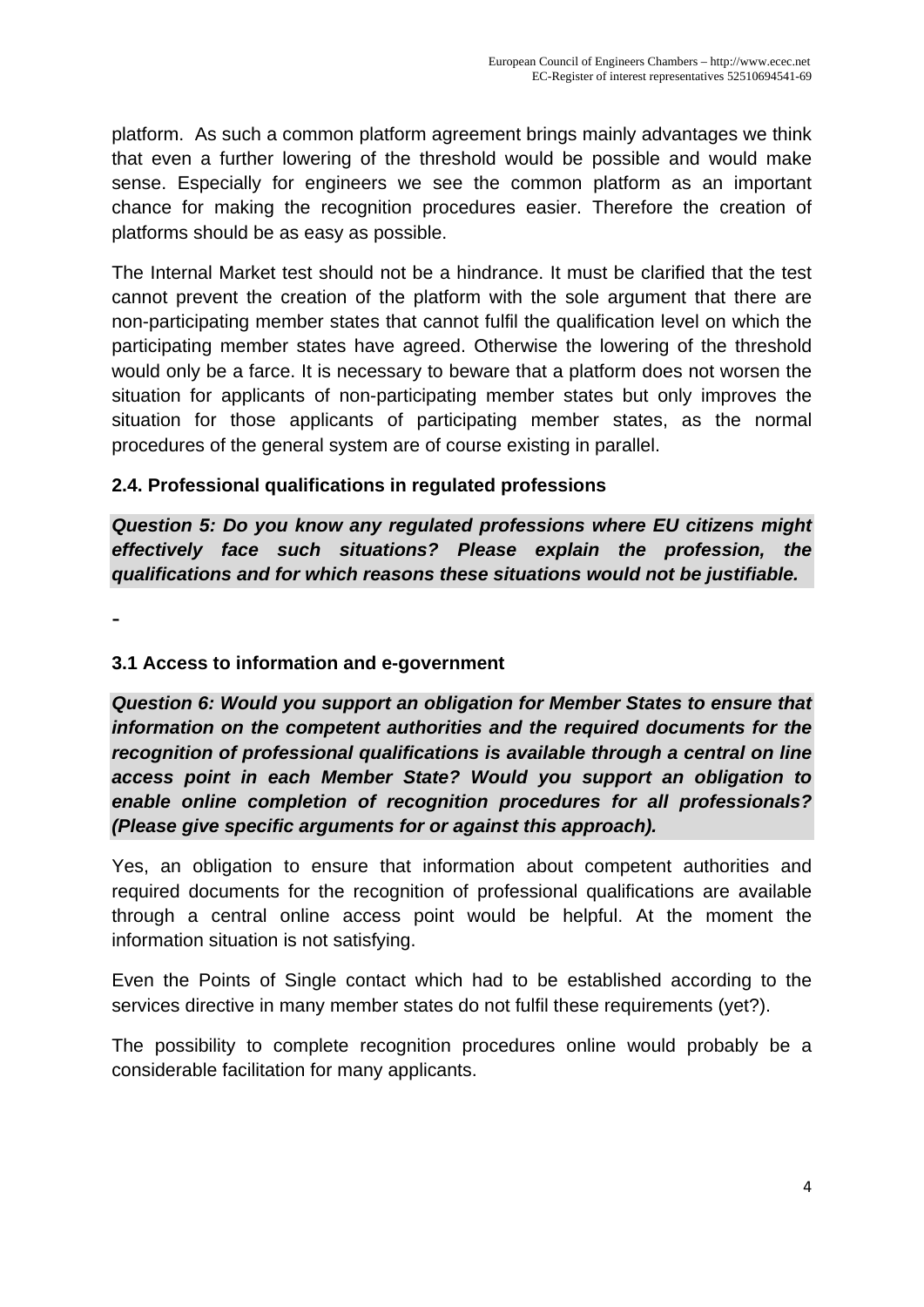platform. As such a common platform agreement brings mainly advantages we think that even a further lowering of the threshold would be possible and would make sense. Especially for engineers we see the common platform as an important chance for making the recognition procedures easier. Therefore the creation of platforms should be as easy as possible.

The Internal Market test should not be a hindrance. It must be clarified that the test cannot prevent the creation of the platform with the sole argument that there are non-participating member states that cannot fulfil the qualification level on which the participating member states have agreed. Otherwise the lowering of the threshold would only be a farce. It is necessary to beware that a platform does not worsen the situation for applicants of non-participating member states but only improves the situation for those applicants of participating member states, as the normal procedures of the general system are of course existing in parallel.

### 2.4. Professional qualifications in regulated professions

***Question 5: Do you know any regulated professions where EU citizens might effectively face such situations? Please explain the profession, the qualifications and for which reasons these situations would not be justifiable.***

-

### 3.1 Access to information and e-government

***Question 6: Would you support an obligation for Member States to ensure that information on the competent authorities and the required documents for the recognition of professional qualifications is available through a central on line access point in each Member State? Would you support an obligation to enable online completion of recognition procedures for all professionals? (Please give specific arguments for or against this approach).***

Yes, an obligation to ensure that information about competent authorities and required documents for the recognition of professional qualifications are available through a central online access point would be helpful. At the moment the information situation is not satisfying.

Even the Points of Single contact which had to be established according to the services directive in many member states do not fulfil these requirements (yet?).

The possibility to complete recognition procedures online would probably be a considerable facilitation for many applicants.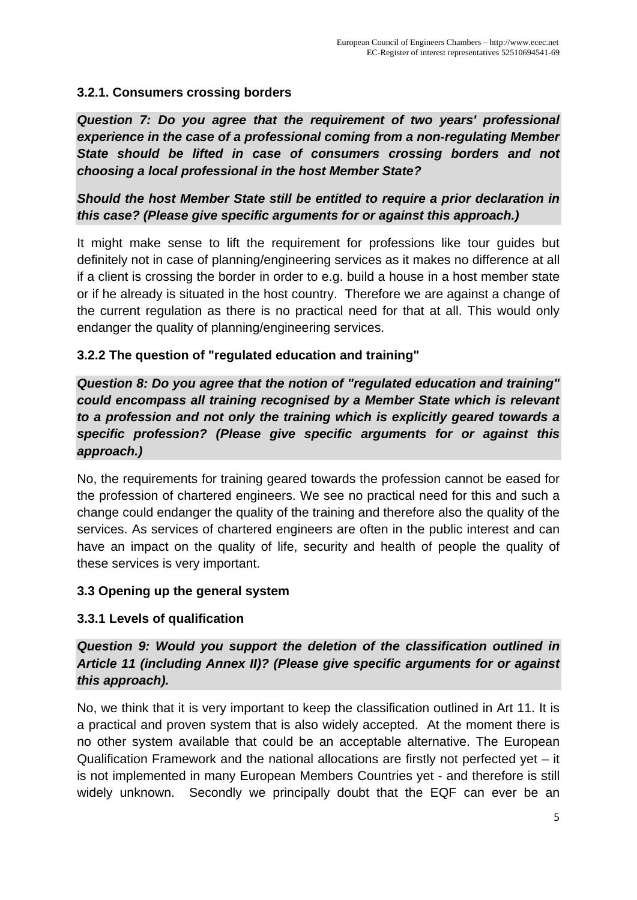### 3.2.1. Consumers crossing borders

***Question 7: Do you agree that the requirement of two years' professional experience in the case of a professional coming from a non-regulating Member State should be lifted in case of consumers crossing borders and not choosing a local professional in the host Member State?***

***Should the host Member State still be entitled to require a prior declaration in this case? (Please give specific arguments for or against this approach.)***

It might make sense to lift the requirement for professions like tour guides but definitely not in case of planning/engineering services as it makes no difference at all if a client is crossing the border in order to e.g. build a house in a host member state or if he already is situated in the host country. Therefore we are against a change of the current regulation as there is no practical need for that at all. This would only endanger the quality of planning/engineering services.

### 3.2.2 The question of "regulated education and training"

***Question 8: Do you agree that the notion of "regulated education and training" could encompass all training recognised by a Member State which is relevant to a profession and not only the training which is explicitly geared towards a specific profession? (Please give specific arguments for or against this approach.)***

No, the requirements for training geared towards the profession cannot be eased for the profession of chartered engineers. We see no practical need for this and such a change could endanger the quality of the training and therefore also the quality of the services. As services of chartered engineers are often in the public interest and can have an impact on the quality of life, security and health of people the quality of these services is very important.

## 3.3 Opening up the general system

### 3.3.1 Levels of qualification

***Question 9: Would you support the deletion of the classification outlined in Article 11 (including Annex II)? (Please give specific arguments for or against this approach).***

No, we think that it is very important to keep the classification outlined in Art 11. It is a practical and proven system that is also widely accepted. At the moment there is no other system available that could be an acceptable alternative. The European Qualification Framework and the national allocations are firstly not perfected yet – it is not implemented in many European Members Countries yet - and therefore is still widely unknown. Secondly we principally doubt that the EQF can ever be an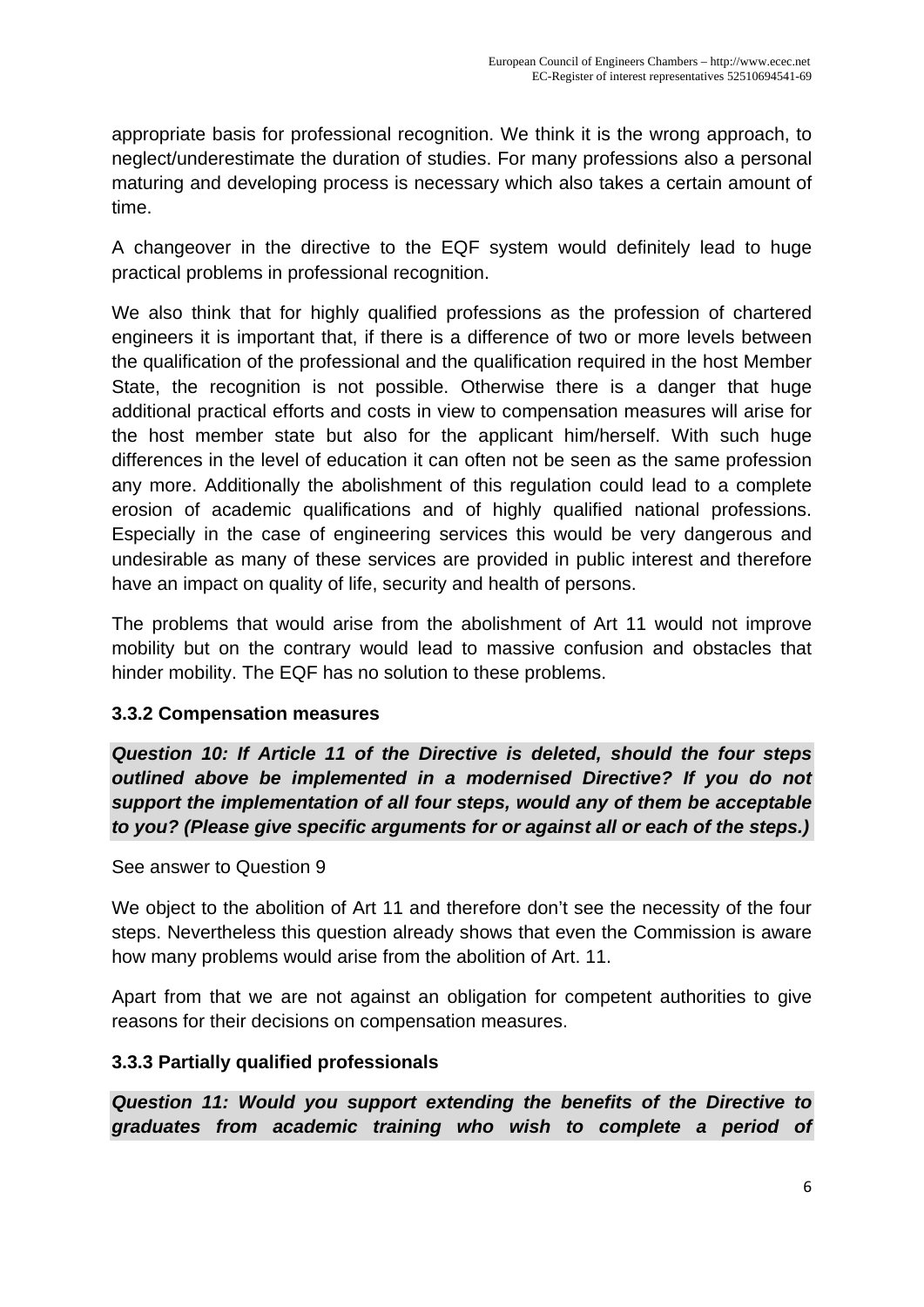appropriate basis for professional recognition. We think it is the wrong approach, to neglect/underestimate the duration of studies. For many professions also a personal maturing and developing process is necessary which also takes a certain amount of time.

A changeover in the directive to the EQF system would definitely lead to huge practical problems in professional recognition.

We also think that for highly qualified professions as the profession of chartered engineers it is important that, if there is a difference of two or more levels between the qualification of the professional and the qualification required in the host Member State, the recognition is not possible. Otherwise there is a danger that huge additional practical efforts and costs in view to compensation measures will arise for the host member state but also for the applicant him/herself. With such huge differences in the level of education it can often not be seen as the same profession any more. Additionally the abolishment of this regulation could lead to a complete erosion of academic qualifications and of highly qualified national professions. Especially in the case of engineering services this would be very dangerous and undesirable as many of these services are provided in public interest and therefore have an impact on quality of life, security and health of persons.

The problems that would arise from the abolishment of Art 11 would not improve mobility but on the contrary would lead to massive confusion and obstacles that hinder mobility. The EQF has no solution to these problems.

### 3.3.2 Compensation measures

***Question 10: If Article 11 of the Directive is deleted, should the four steps outlined above be implemented in a modernised Directive? If you do not support the implementation of all four steps, would any of them be acceptable to you? (Please give specific arguments for or against all or each of the steps.)***

See answer to Question 9

We object to the abolition of Art 11 and therefore don't see the necessity of the four steps. Nevertheless this question already shows that even the Commission is aware how many problems would arise from the abolition of Art. 11.

Apart from that we are not against an obligation for competent authorities to give reasons for their decisions on compensation measures.

### 3.3.3 Partially qualified professionals

***Question 11: Would you support extending the benefits of the Directive to graduates from academic training who wish to complete a period of***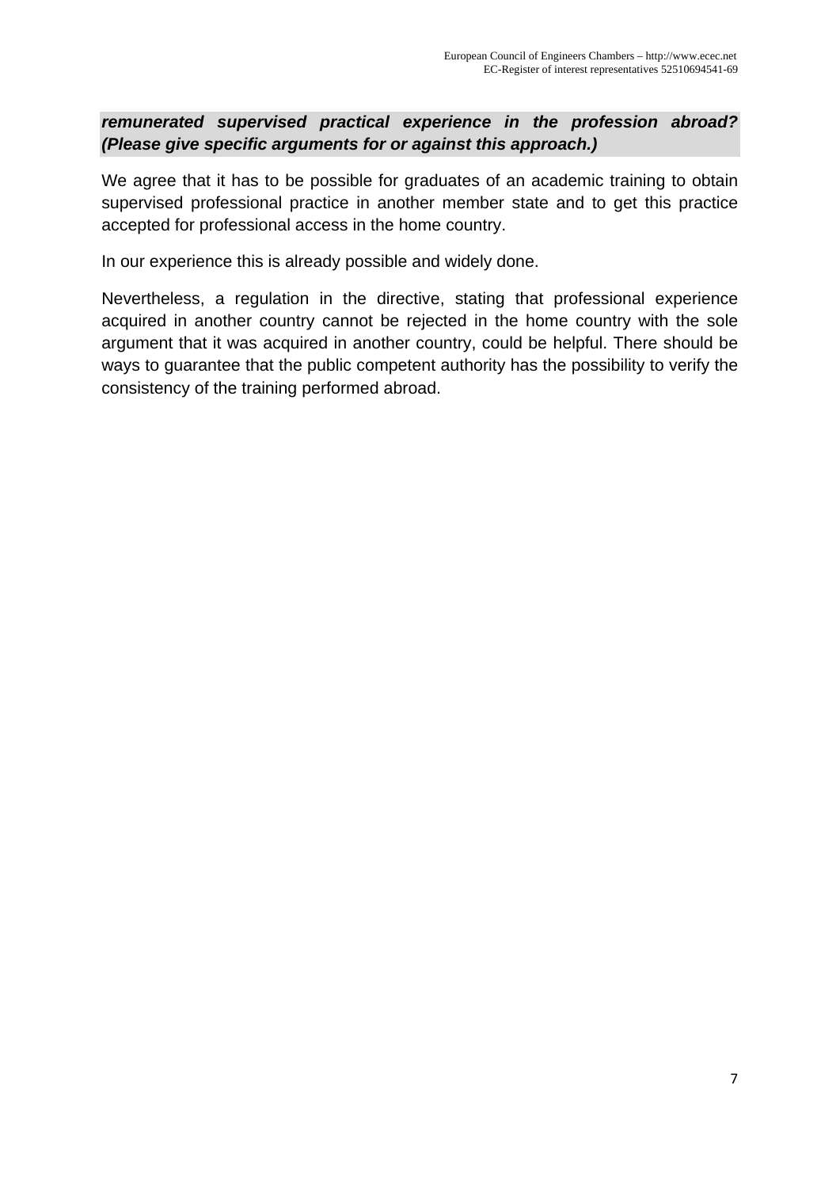***remunerated supervised practical experience in the profession abroad? (Please give specific arguments for or against this approach.)***

We agree that it has to be possible for graduates of an academic training to obtain supervised professional practice in another member state and to get this practice accepted for professional access in the home country.

In our experience this is already possible and widely done.

Nevertheless, a regulation in the directive, stating that professional experience acquired in another country cannot be rejected in the home country with the sole argument that it was acquired in another country, could be helpful. There should be ways to guarantee that the public competent authority has the possibility to verify the consistency of the training performed abroad.